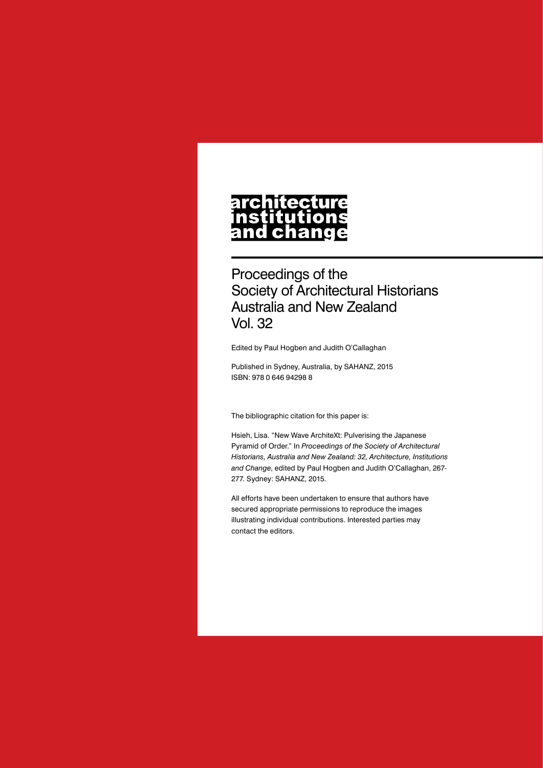# architecture institutions and change

## Proceedings of the Society of Architectural Historians Australia and New Zealand Vol. 32

Edited by Paul Hogben and Judith O'Callaghan

Published in Sydney, Australia, by SAHANZ, 2015
ISBN: 978 0 646 94298 8

The bibliographic citation for this paper is:

Hsieh, Lisa. "New Wave ArchiteXt: Pulverising the Japanese Pyramid of Order." In *Proceedings of the Society of Architectural Historians, Australia and New Zealand: 32, Architecture, Institutions and Change*, edited by Paul Hogben and Judith O'Callaghan, 267-277. Sydney: SAHANZ, 2015.

All efforts have been undertaken to ensure that authors have secured appropriate permissions to reproduce the images illustrating individual contributions. Interested parties may contact the editors.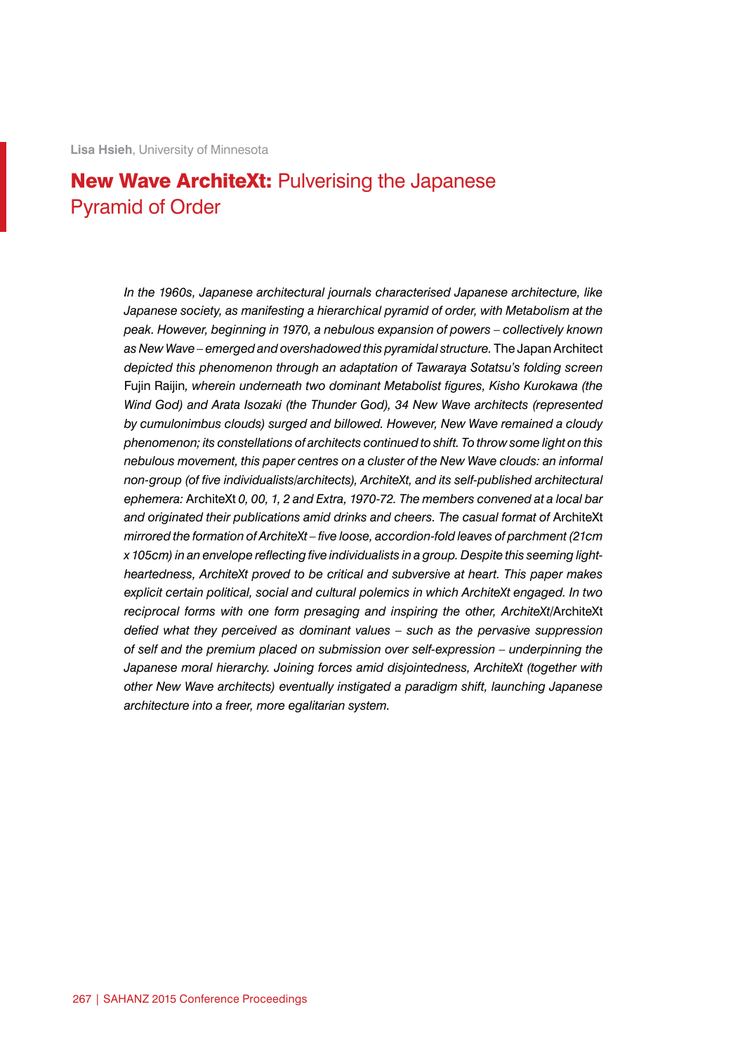**Lisa Hsieh**, University of Minnesota

# **New Wave ArchiteXt:** Pulverising the Japanese Pyramid of Order

*In the 1960s, Japanese architectural journals characterised Japanese architecture, like Japanese society, as manifesting a hierarchical pyramid of order, with Metabolism at the peak. However, beginning in 1970, a nebulous expansion of powers – collectively known as New Wave – emerged and overshadowed this pyramidal structure.* The Japan Architect *depicted this phenomenon through an adaptation of Tawaraya Sotatsu's folding screen* Fujin Raijin*, wherein underneath two dominant Metabolist figures, Kisho Kurokawa (the Wind God) and Arata Isozaki (the Thunder God), 34 New Wave architects (represented by cumulonimbus clouds) surged and billowed. However, New Wave remained a cloudy phenomenon; its constellations of architects continued to shift. To throw some light on this nebulous movement, this paper centres on a cluster of the New Wave clouds: an informal non-group (of five individualists/architects), ArchiteXt, and its self-published architectural ephemera:* ArchiteXt *0, 00, 1, 2 and Extra, 1970-72. The members convened at a local bar and originated their publications amid drinks and cheers. The casual format of* ArchiteXt *mirrored the formation of ArchiteXt – five loose, accordion-fold leaves of parchment (21cm x 105cm) in an envelope reflecting five individualists in a group. Despite this seeming light-heartedness, ArchiteXt proved to be critical and subversive at heart. This paper makes explicit certain political, social and cultural polemics in which ArchiteXt engaged. In two reciprocal forms with one form presaging and inspiring the other, ArchiteXt/*ArchiteXt *defied what they perceived as dominant values – such as the pervasive suppression of self and the premium placed on submission over self-expression – underpinning the Japanese moral hierarchy. Joining forces amid disjointedness, ArchiteXt (together with other New Wave architects) eventually instigated a paradigm shift, launching Japanese architecture into a freer, more egalitarian system.*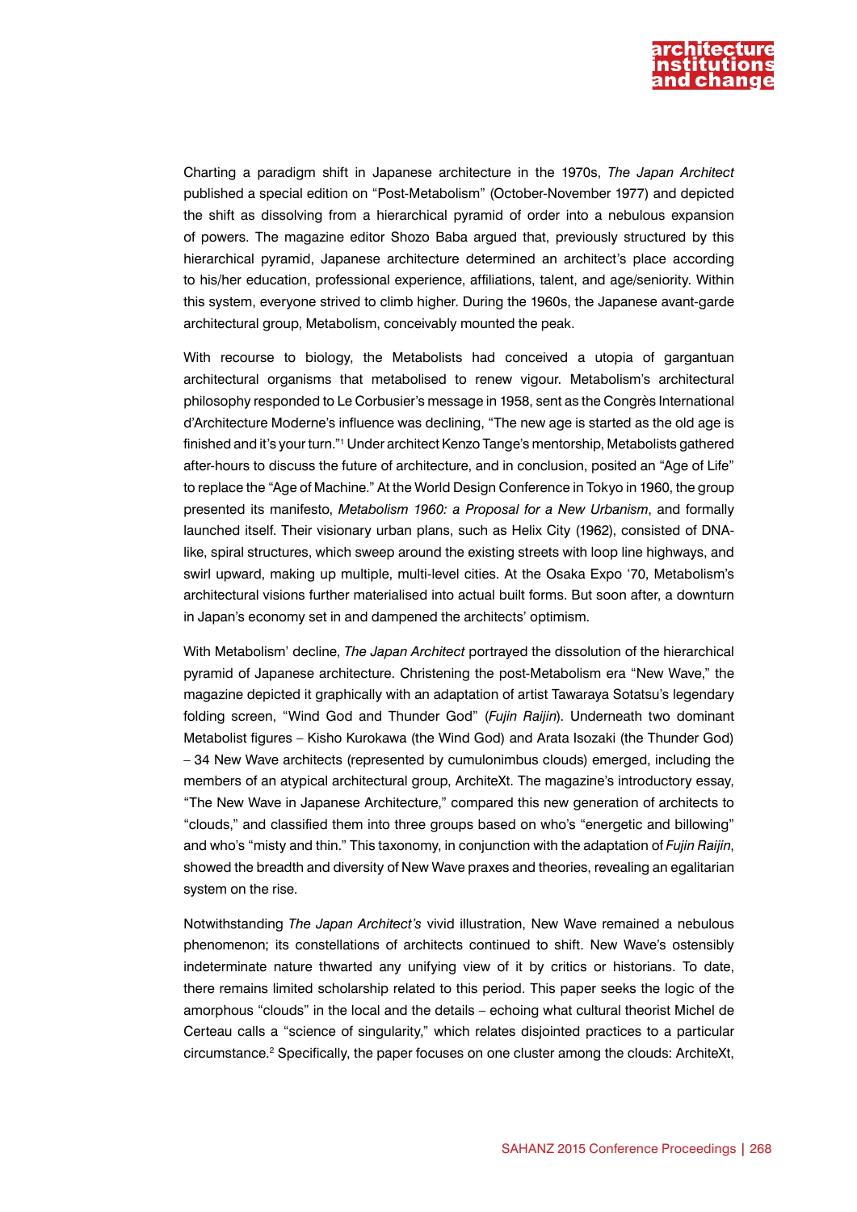Charting a paradigm shift in Japanese architecture in the 1970s, *The Japan Architect* published a special edition on "Post-Metabolism" (October-November 1977) and depicted the shift as dissolving from a hierarchical pyramid of order into a nebulous expansion of powers. The magazine editor Shozo Baba argued that, previously structured by this hierarchical pyramid, Japanese architecture determined an architect's place according to his/her education, professional experience, affiliations, talent, and age/seniority. Within this system, everyone strived to climb higher. During the 1960s, the Japanese avant-garde architectural group, Metabolism, conceivably mounted the peak.

With recourse to biology, the Metabolists had conceived a utopia of gargantuan architectural organisms that metabolised to renew vigour. Metabolism's architectural philosophy responded to Le Corbusier's message in 1958, sent as the Congrès International d'Architecture Moderne's influence was declining, "The new age is started as the old age is finished and it's your turn."[1] Under architect Kenzo Tange's mentorship, Metabolists gathered after-hours to discuss the future of architecture, and in conclusion, posited an "Age of Life" to replace the "Age of Machine." At the World Design Conference in Tokyo in 1960, the group presented its manifesto, *Metabolism 1960: a Proposal for a New Urbanism*, and formally launched itself. Their visionary urban plans, such as Helix City (1962), consisted of DNA-like, spiral structures, which sweep around the existing streets with loop line highways, and swirl upward, making up multiple, multi-level cities. At the Osaka Expo '70, Metabolism's architectural visions further materialised into actual built forms. But soon after, a downturn in Japan's economy set in and dampened the architects' optimism.

With Metabolism' decline, *The Japan Architect* portrayed the dissolution of the hierarchical pyramid of Japanese architecture. Christening the post-Metabolism era "New Wave," the magazine depicted it graphically with an adaptation of artist Tawaraya Sotatsu's legendary folding screen, "Wind God and Thunder God" (*Fujin Raijin*). Underneath two dominant Metabolist figures – Kisho Kurokawa (the Wind God) and Arata Isozaki (the Thunder God) – 34 New Wave architects (represented by cumulonimbus clouds) emerged, including the members of an atypical architectural group, ArchiteXt. The magazine's introductory essay, "The New Wave in Japanese Architecture," compared this new generation of architects to "clouds," and classified them into three groups based on who's "energetic and billowing" and who's "misty and thin." This taxonomy, in conjunction with the adaptation of *Fujin Raijin*, showed the breadth and diversity of New Wave praxes and theories, revealing an egalitarian system on the rise.

Notwithstanding *The Japan Architect's* vivid illustration, New Wave remained a nebulous phenomenon; its constellations of architects continued to shift. New Wave's ostensibly indeterminate nature thwarted any unifying view of it by critics or historians. To date, there remains limited scholarship related to this period. This paper seeks the logic of the amorphous "clouds" in the local and the details – echoing what cultural theorist Michel de Certeau calls a "science of singularity," which relates disjointed practices to a particular circumstance.[2] Specifically, the paper focuses on one cluster among the clouds: ArchiteXt,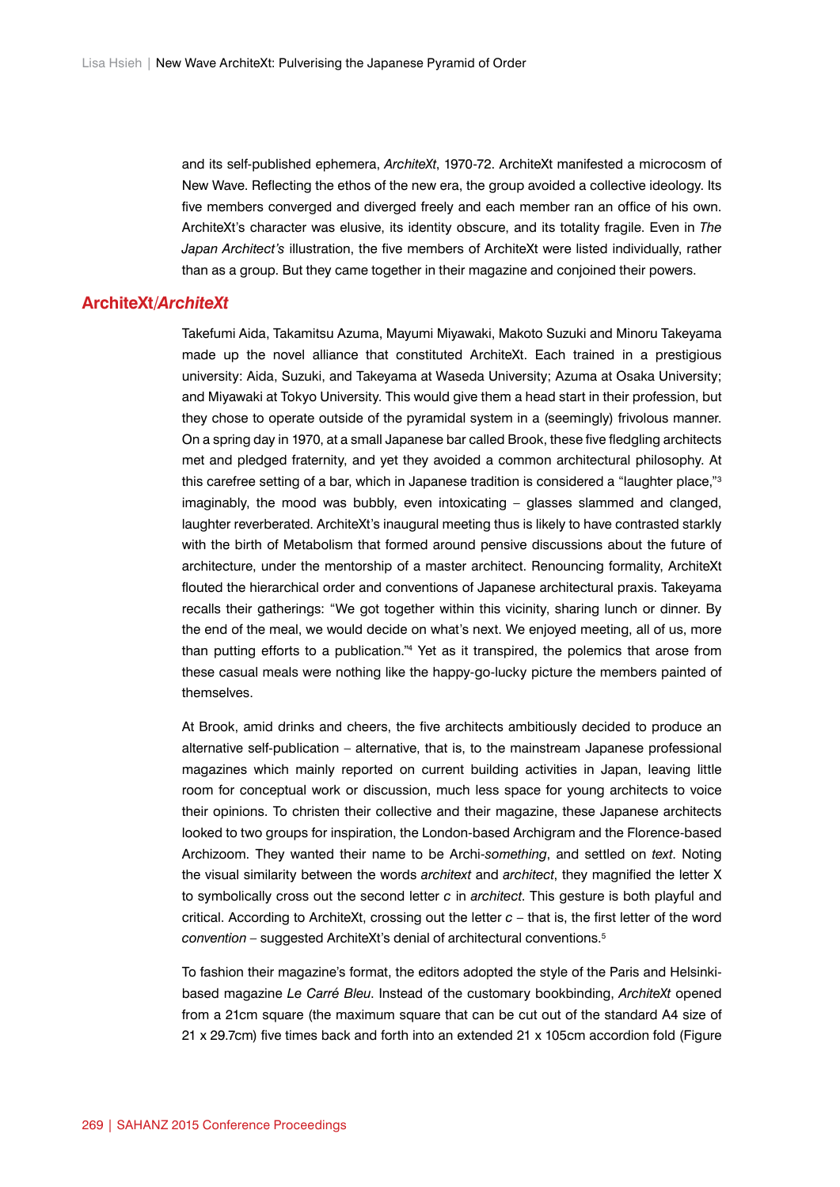and its self-published ephemera, *ArchiteXt*, 1970-72. ArchiteXt manifested a microcosm of New Wave. Reflecting the ethos of the new era, the group avoided a collective ideology. Its five members converged and diverged freely and each member ran an office of his own. ArchiteXt's character was elusive, its identity obscure, and its totality fragile. Even in *The Japan Architect's* illustration, the five members of ArchiteXt were listed individually, rather than as a group. But they came together in their magazine and conjoined their powers.

## ArchiteXt/*ArchiteXt*

Takefumi Aida, Takamitsu Azuma, Mayumi Miyawaki, Makoto Suzuki and Minoru Takeyama made up the novel alliance that constituted ArchiteXt. Each trained in a prestigious university: Aida, Suzuki, and Takeyama at Waseda University; Azuma at Osaka University; and Miyawaki at Tokyo University. This would give them a head start in their profession, but they chose to operate outside of the pyramidal system in a (seemingly) frivolous manner. On a spring day in 1970, at a small Japanese bar called Brook, these five fledgling architects met and pledged fraternity, and yet they avoided a common architectural philosophy. At this carefree setting of a bar, which in Japanese tradition is considered a "laughter place,"[3] imaginably, the mood was bubbly, even intoxicating – glasses slammed and clanged, laughter reverberated. ArchiteXt's inaugural meeting thus is likely to have contrasted starkly with the birth of Metabolism that formed around pensive discussions about the future of architecture, under the mentorship of a master architect. Renouncing formality, ArchiteXt flouted the hierarchical order and conventions of Japanese architectural praxis. Takeyama recalls their gatherings: "We got together within this vicinity, sharing lunch or dinner. By the end of the meal, we would decide on what's next. We enjoyed meeting, all of us, more than putting efforts to a publication."[4] Yet as it transpired, the polemics that arose from these casual meals were nothing like the happy-go-lucky picture the members painted of themselves.

At Brook, amid drinks and cheers, the five architects ambitiously decided to produce an alternative self-publication – alternative, that is, to the mainstream Japanese professional magazines which mainly reported on current building activities in Japan, leaving little room for conceptual work or discussion, much less space for young architects to voice their opinions. To christen their collective and their magazine, these Japanese architects looked to two groups for inspiration, the London-based Archigram and the Florence-based Archizoom. They wanted their name to be Archi-*something*, and settled on *text*. Noting the visual similarity between the words *architext* and *architect*, they magnified the letter X to symbolically cross out the second letter *c* in *architect*. This gesture is both playful and critical. According to ArchiteXt, crossing out the letter *c* – that is, the first letter of the word *convention* – suggested ArchiteXt's denial of architectural conventions.[5]

To fashion their magazine's format, the editors adopted the style of the Paris and Helsinki-based magazine *Le Carré Bleu*. Instead of the customary bookbinding, *ArchiteXt* opened from a 21cm square (the maximum square that can be cut out of the standard A4 size of 21 x 29.7cm) five times back and forth into an extended 21 x 105cm accordion fold (Figure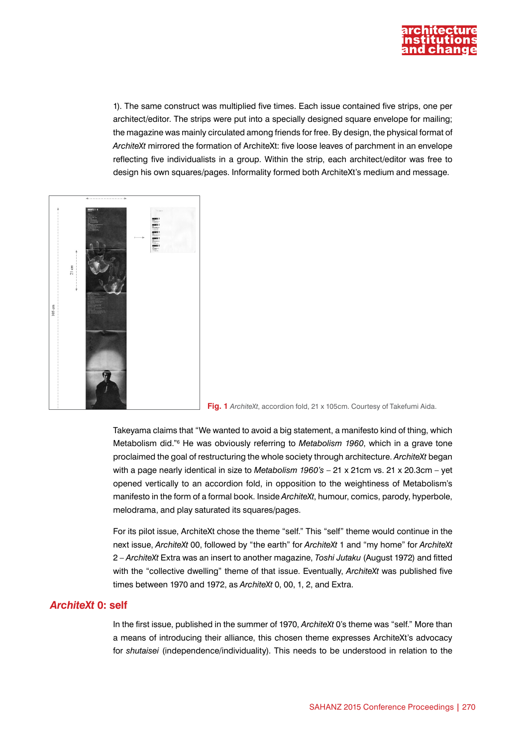1). The same construct was multiplied five times. Each issue contained five strips, one per architect/editor. The strips were put into a specially designed square envelope for mailing; the magazine was mainly circulated among friends for free. By design, the physical format of *ArchiteXt* mirrored the formation of ArchiteXt: five loose leaves of parchment in an envelope reflecting five individualists in a group. Within the strip, each architect/editor was free to design his own squares/pages. Informality formed both ArchiteXt's medium and message.

**Fig. 1** *ArchiteXt*, accordion fold, 21 x 105cm. Courtesy of Takefumi Aida.

Takeyama claims that "We wanted to avoid a big statement, a manifesto kind of thing, which Metabolism did."[6] He was obviously referring to *Metabolism 1960*, which in a grave tone proclaimed the goal of restructuring the whole society through architecture. *ArchiteXt* began with a page nearly identical in size to *Metabolism 1960's* – 21 x 21cm vs. 21 x 20.3cm – yet opened vertically to an accordion fold, in opposition to the weightiness of Metabolism's manifesto in the form of a formal book. Inside *ArchiteXt*, humour, comics, parody, hyperbole, melodrama, and play saturated its squares/pages.

For its pilot issue, ArchiteXt chose the theme "self." This "self" theme would continue in the next issue, *ArchiteXt* 00, followed by "the earth" for *ArchiteXt* 1 and "my home" for *ArchiteXt* 2 – *ArchiteXt* Extra was an insert to another magazine, *Toshi Jutaku* (August 1972) and fitted with the "collective dwelling" theme of that issue. Eventually, *ArchiteXt* was published five times between 1970 and 1972, as *ArchiteXt* 0, 00, 1, 2, and Extra.

## *ArchiteXt* 0: self

In the first issue, published in the summer of 1970, *ArchiteXt* 0's theme was "self." More than a means of introducing their alliance, this chosen theme expresses ArchiteXt's advocacy for *shutaisei* (independence/individuality). This needs to be understood in relation to the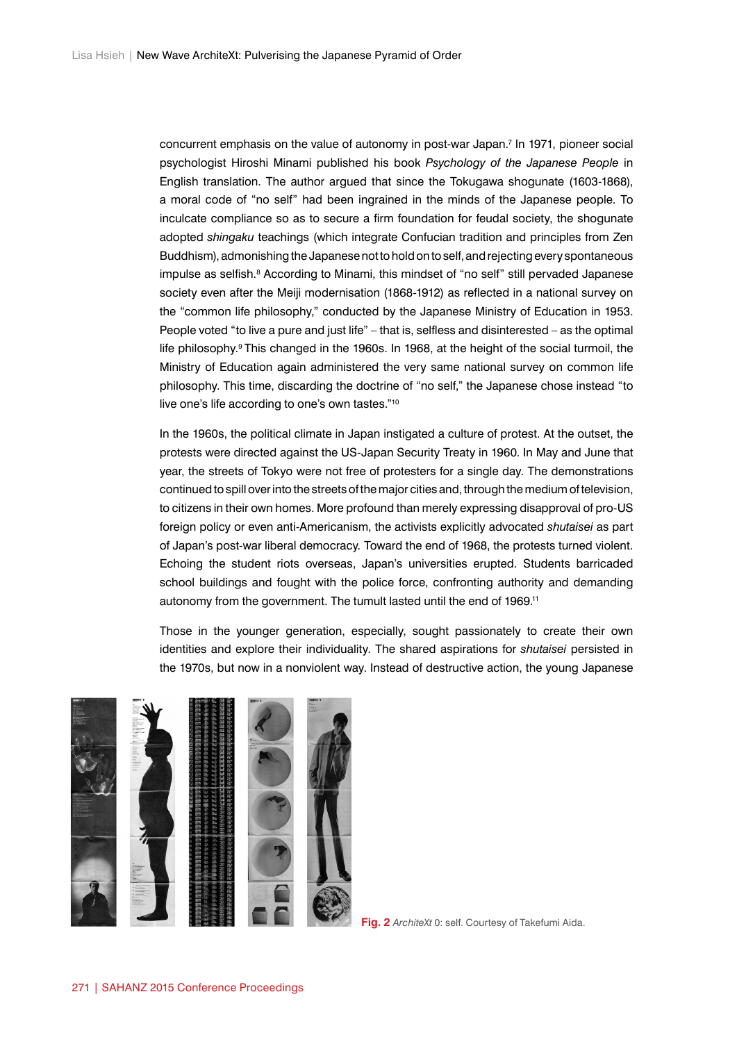concurrent emphasis on the value of autonomy in post-war Japan.[7] In 1971, pioneer social psychologist Hiroshi Minami published his book *Psychology of the Japanese People* in English translation. The author argued that since the Tokugawa shogunate (1603-1868), a moral code of "no self" had been ingrained in the minds of the Japanese people. To inculcate compliance so as to secure a firm foundation for feudal society, the shogunate adopted *shingaku* teachings (which integrate Confucian tradition and principles from Zen Buddhism), admonishing the Japanese not to hold on to self, and rejecting every spontaneous impulse as selfish.[8] According to Minami, this mindset of "no self" still pervaded Japanese society even after the Meiji modernisation (1868-1912) as reflected in a national survey on the "common life philosophy," conducted by the Japanese Ministry of Education in 1953. People voted "to live a pure and just life" – that is, selfless and disinterested – as the optimal life philosophy.[9] This changed in the 1960s. In 1968, at the height of the social turmoil, the Ministry of Education again administered the very same national survey on common life philosophy. This time, discarding the doctrine of "no self," the Japanese chose instead "to live one's life according to one's own tastes."[10]

In the 1960s, the political climate in Japan instigated a culture of protest. At the outset, the protests were directed against the US-Japan Security Treaty in 1960. In May and June that year, the streets of Tokyo were not free of protesters for a single day. The demonstrations continued to spill over into the streets of the major cities and, through the medium of television, to citizens in their own homes. More profound than merely expressing disapproval of pro-US foreign policy or even anti-Americanism, the activists explicitly advocated *shutaisei* as part of Japan's post-war liberal democracy. Toward the end of 1968, the protests turned violent. Echoing the student riots overseas, Japan's universities erupted. Students barricaded school buildings and fought with the police force, confronting authority and demanding autonomy from the government. The tumult lasted until the end of 1969.[11]

Those in the younger generation, especially, sought passionately to create their own identities and explore their individuality. The shared aspirations for *shutaisei* persisted in the 1970s, but now in a nonviolent way. Instead of destructive action, the young Japanese

**Fig. 2** *ArchiteXt* 0: self. Courtesy of Takefumi Aida.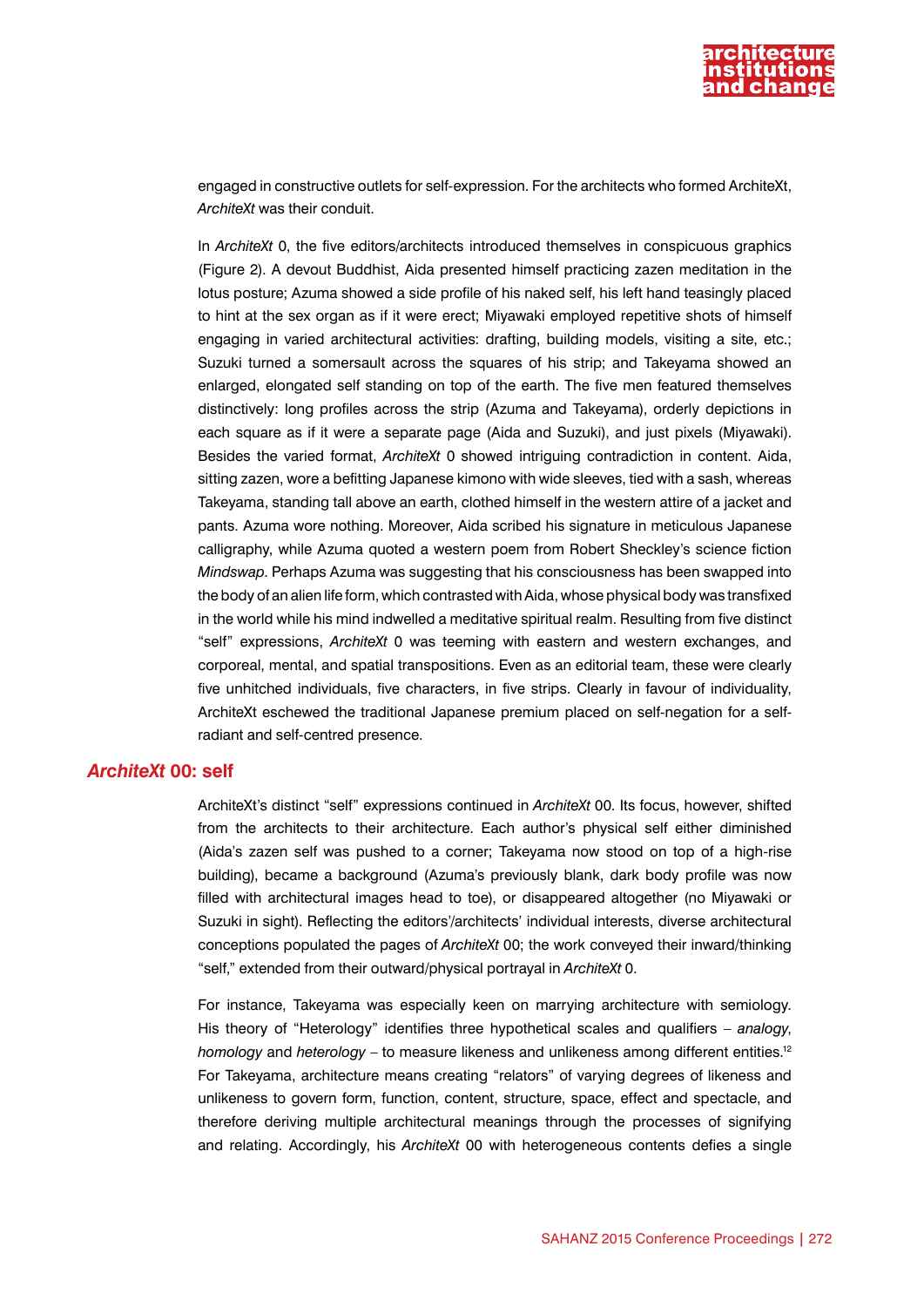engaged in constructive outlets for self-expression. For the architects who formed ArchiteXt, *ArchiteXt* was their conduit.

In *ArchiteXt* 0, the five editors/architects introduced themselves in conspicuous graphics (Figure 2). A devout Buddhist, Aida presented himself practicing zazen meditation in the lotus posture; Azuma showed a side profile of his naked self, his left hand teasingly placed to hint at the sex organ as if it were erect; Miyawaki employed repetitive shots of himself engaging in varied architectural activities: drafting, building models, visiting a site, etc.; Suzuki turned a somersault across the squares of his strip; and Takeyama showed an enlarged, elongated self standing on top of the earth. The five men featured themselves distinctively: long profiles across the strip (Azuma and Takeyama), orderly depictions in each square as if it were a separate page (Aida and Suzuki), and just pixels (Miyawaki). Besides the varied format, *ArchiteXt* 0 showed intriguing contradiction in content. Aida, sitting zazen, wore a befitting Japanese kimono with wide sleeves, tied with a sash, whereas Takeyama, standing tall above an earth, clothed himself in the western attire of a jacket and pants. Azuma wore nothing. Moreover, Aida scribed his signature in meticulous Japanese calligraphy, while Azuma quoted a western poem from Robert Sheckley's science fiction *Mindswap*. Perhaps Azuma was suggesting that his consciousness has been swapped into the body of an alien life form, which contrasted with Aida, whose physical body was transfixed in the world while his mind indwelled a meditative spiritual realm. Resulting from five distinct "self" expressions, *ArchiteXt* 0 was teeming with eastern and western exchanges, and corporeal, mental, and spatial transpositions. Even as an editorial team, these were clearly five unhitched individuals, five characters, in five strips. Clearly in favour of individuality, ArchiteXt eschewed the traditional Japanese premium placed on self-negation for a self-radiant and self-centred presence.

## *ArchiteXt* 00: self

ArchiteXt's distinct "self" expressions continued in *ArchiteXt* 00. Its focus, however, shifted from the architects to their architecture. Each author's physical self either diminished (Aida's zazen self was pushed to a corner; Takeyama now stood on top of a high-rise building), became a background (Azuma's previously blank, dark body profile was now filled with architectural images head to toe), or disappeared altogether (no Miyawaki or Suzuki in sight). Reflecting the editors'/architects' individual interests, diverse architectural conceptions populated the pages of *ArchiteXt* 00; the work conveyed their inward/thinking "self," extended from their outward/physical portrayal in *ArchiteXt* 0.

For instance, Takeyama was especially keen on marrying architecture with semiology. His theory of "Heterology" identifies three hypothetical scales and qualifiers – *analogy*, *homology* and *heterology* – to measure likeness and unlikeness among different entities.[12] For Takeyama, architecture means creating "relators" of varying degrees of likeness and unlikeness to govern form, function, content, structure, space, effect and spectacle, and therefore deriving multiple architectural meanings through the processes of signifying and relating. Accordingly, his *ArchiteXt* 00 with heterogeneous contents defies a single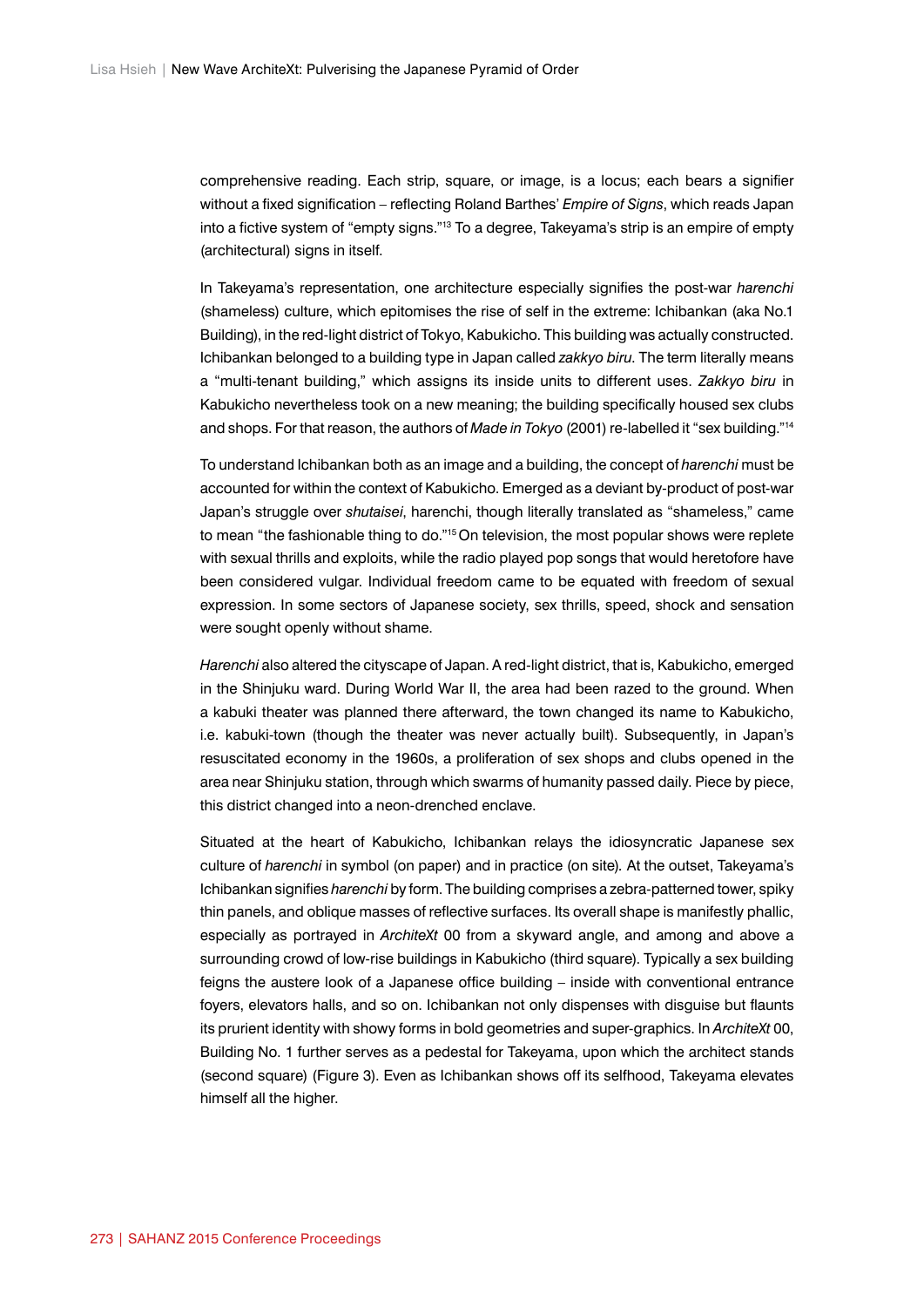comprehensive reading. Each strip, square, or image, is a locus; each bears a signifier without a fixed signification – reflecting Roland Barthes' *Empire of Signs*, which reads Japan into a fictive system of "empty signs."[13] To a degree, Takeyama's strip is an empire of empty (architectural) signs in itself.

In Takeyama's representation, one architecture especially signifies the post-war *harenchi* (shameless) culture, which epitomises the rise of self in the extreme: Ichibankan (aka No.1 Building), in the red-light district of Tokyo, Kabukicho. This building was actually constructed. Ichibankan belonged to a building type in Japan called *zakkyo biru*. The term literally means a "multi-tenant building," which assigns its inside units to different uses. *Zakkyo biru* in Kabukicho nevertheless took on a new meaning; the building specifically housed sex clubs and shops. For that reason, the authors of *Made in Tokyo* (2001) re-labelled it "sex building."[14]

To understand Ichibankan both as an image and a building, the concept of *harenchi* must be accounted for within the context of Kabukicho. Emerged as a deviant by-product of post-war Japan's struggle over *shutaisei*, harenchi, though literally translated as "shameless," came to mean "the fashionable thing to do."[15] On television, the most popular shows were replete with sexual thrills and exploits, while the radio played pop songs that would heretofore have been considered vulgar. Individual freedom came to be equated with freedom of sexual expression. In some sectors of Japanese society, sex thrills, speed, shock and sensation were sought openly without shame.

*Harenchi* also altered the cityscape of Japan. A red-light district, that is, Kabukicho, emerged in the Shinjuku ward. During World War II, the area had been razed to the ground. When a kabuki theater was planned there afterward, the town changed its name to Kabukicho, i.e. kabuki-town (though the theater was never actually built). Subsequently, in Japan's resuscitated economy in the 1960s, a proliferation of sex shops and clubs opened in the area near Shinjuku station, through which swarms of humanity passed daily. Piece by piece, this district changed into a neon-drenched enclave.

Situated at the heart of Kabukicho, Ichibankan relays the idiosyncratic Japanese sex culture of *harenchi* in symbol (on paper) and in practice (on site). At the outset, Takeyama's Ichibankan signifies *harenchi* by form. The building comprises a zebra-patterned tower, spiky thin panels, and oblique masses of reflective surfaces. Its overall shape is manifestly phallic, especially as portrayed in *ArchiteXt* 00 from a skyward angle, and among and above a surrounding crowd of low-rise buildings in Kabukicho (third square). Typically a sex building feigns the austere look of a Japanese office building – inside with conventional entrance foyers, elevators halls, and so on. Ichibankan not only dispenses with disguise but flaunts its prurient identity with showy forms in bold geometries and super-graphics. In *ArchiteXt* 00, Building No. 1 further serves as a pedestal for Takeyama, upon which the architect stands (second square) (Figure 3). Even as Ichibankan shows off its selfhood, Takeyama elevates himself all the higher.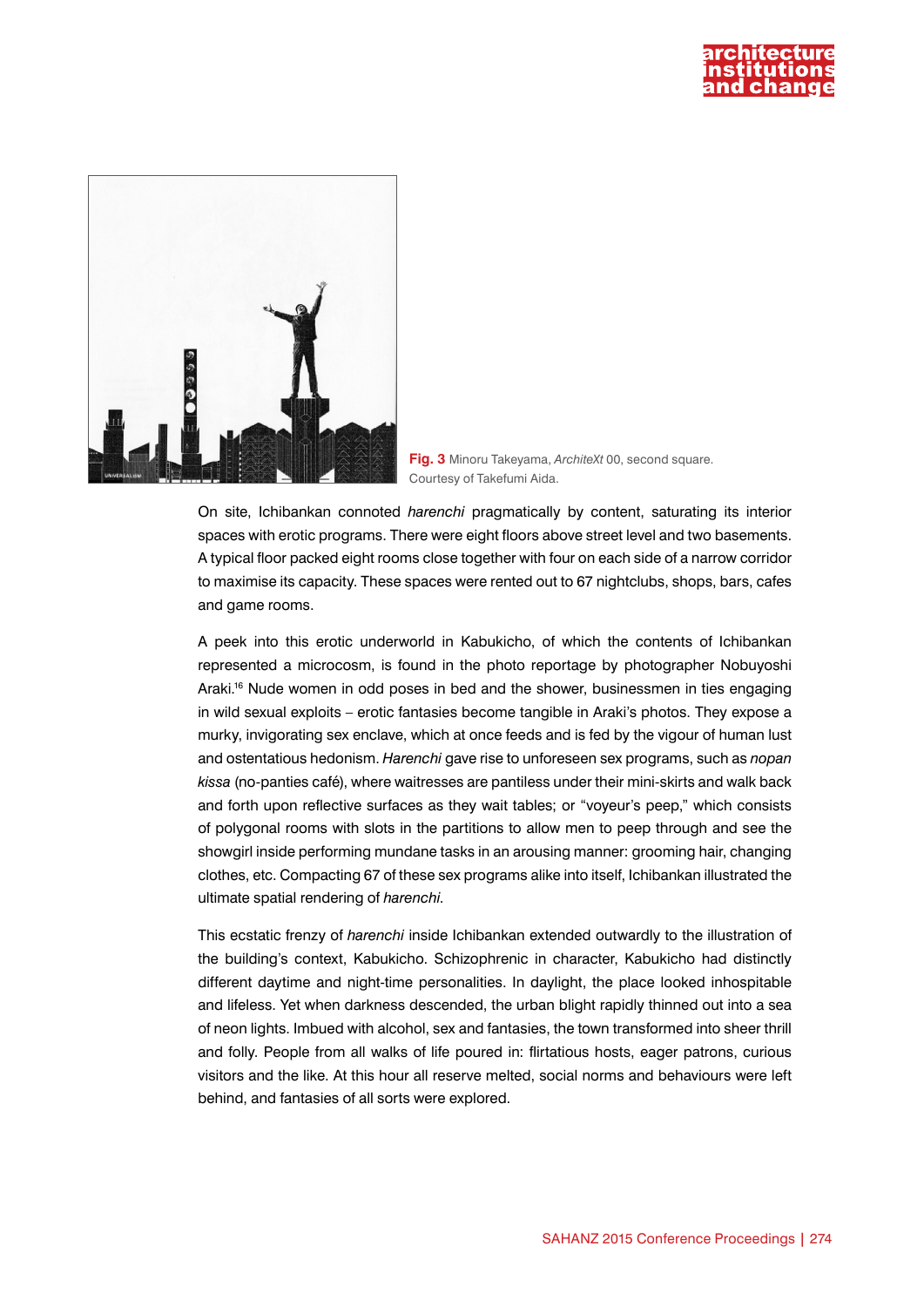**Fig. 3** Minoru Takeyama, *ArchiteXt* 00, second square. Courtesy of Takefumi Aida.

On site, Ichibankan connoted *harenchi* pragmatically by content, saturating its interior spaces with erotic programs. There were eight floors above street level and two basements. A typical floor packed eight rooms close together with four on each side of a narrow corridor to maximise its capacity. These spaces were rented out to 67 nightclubs, shops, bars, cafes and game rooms.

A peek into this erotic underworld in Kabukicho, of which the contents of Ichibankan represented a microcosm, is found in the photo reportage by photographer Nobuyoshi Araki.[16] Nude women in odd poses in bed and the shower, businessmen in ties engaging in wild sexual exploits – erotic fantasies become tangible in Araki's photos. They expose a murky, invigorating sex enclave, which at once feeds and is fed by the vigour of human lust and ostentatious hedonism. *Harenchi* gave rise to unforeseen sex programs, such as *nopan kissa* (no-panties café), where waitresses are pantiless under their mini-skirts and walk back and forth upon reflective surfaces as they wait tables; or "voyeur's peep," which consists of polygonal rooms with slots in the partitions to allow men to peep through and see the showgirl inside performing mundane tasks in an arousing manner: grooming hair, changing clothes, etc. Compacting 67 of these sex programs alike into itself, Ichibankan illustrated the ultimate spatial rendering of *harenchi*.

This ecstatic frenzy of *harenchi* inside Ichibankan extended outwardly to the illustration of the building's context, Kabukicho. Schizophrenic in character, Kabukicho had distinctly different daytime and night-time personalities. In daylight, the place looked inhospitable and lifeless. Yet when darkness descended, the urban blight rapidly thinned out into a sea of neon lights. Imbued with alcohol, sex and fantasies, the town transformed into sheer thrill and folly. People from all walks of life poured in: flirtatious hosts, eager patrons, curious visitors and the like. At this hour all reserve melted, social norms and behaviours were left behind, and fantasies of all sorts were explored.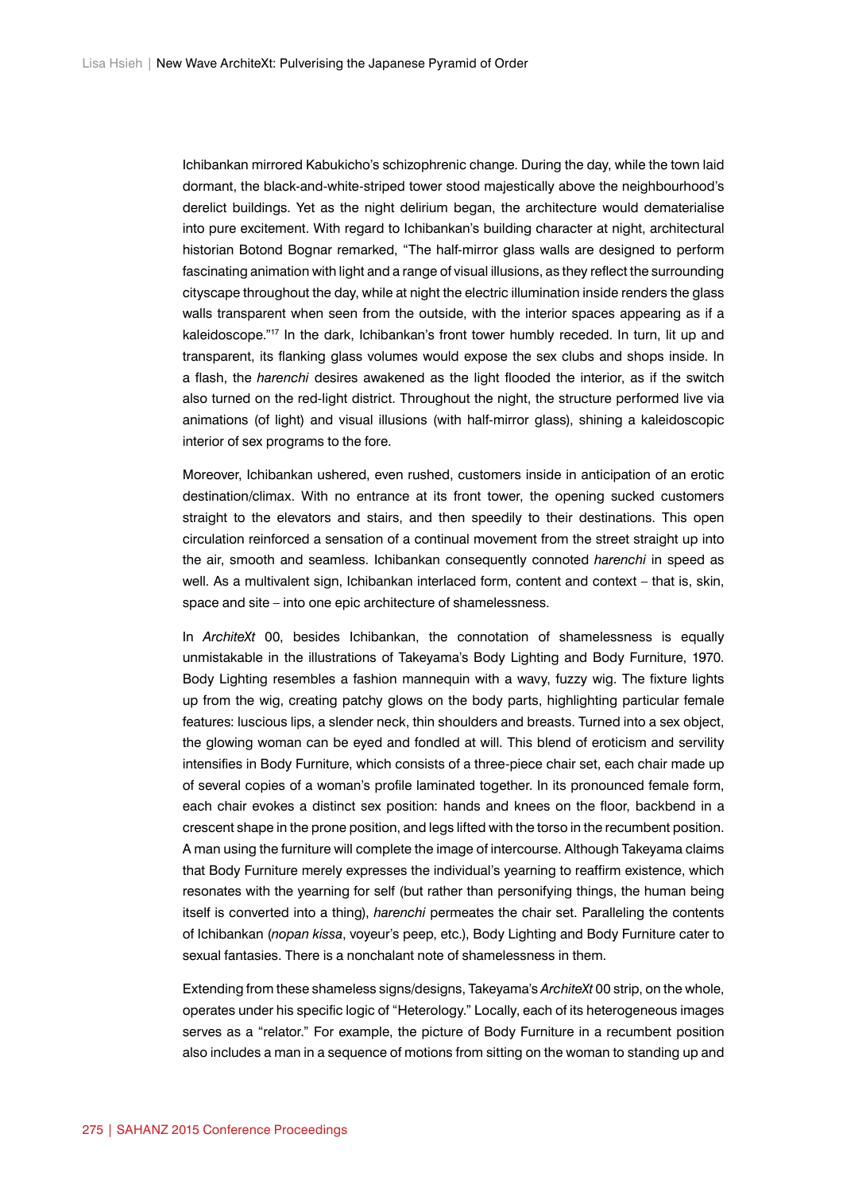Ichibankan mirrored Kabukicho's schizophrenic change. During the day, while the town laid dormant, the black-and-white-striped tower stood majestically above the neighbourhood's derelict buildings. Yet as the night delirium began, the architecture would dematerialise into pure excitement. With regard to Ichibankan's building character at night, architectural historian Botond Bognar remarked, "The half-mirror glass walls are designed to perform fascinating animation with light and a range of visual illusions, as they reflect the surrounding cityscape throughout the day, while at night the electric illumination inside renders the glass walls transparent when seen from the outside, with the interior spaces appearing as if a kaleidoscope."[17] In the dark, Ichibankan's front tower humbly receded. In turn, lit up and transparent, its flanking glass volumes would expose the sex clubs and shops inside. In a flash, the *harenchi* desires awakened as the light flooded the interior, as if the switch also turned on the red-light district. Throughout the night, the structure performed live via animations (of light) and visual illusions (with half-mirror glass), shining a kaleidoscopic interior of sex programs to the fore.

Moreover, Ichibankan ushered, even rushed, customers inside in anticipation of an erotic destination/climax. With no entrance at its front tower, the opening sucked customers straight to the elevators and stairs, and then speedily to their destinations. This open circulation reinforced a sensation of a continual movement from the street straight up into the air, smooth and seamless. Ichibankan consequently connoted *harenchi* in speed as well. As a multivalent sign, Ichibankan interlaced form, content and context – that is, skin, space and site – into one epic architecture of shamelessness.

In *ArchiteXt* 00, besides Ichibankan, the connotation of shamelessness is equally unmistakable in the illustrations of Takeyama's Body Lighting and Body Furniture, 1970. Body Lighting resembles a fashion mannequin with a wavy, fuzzy wig. The fixture lights up from the wig, creating patchy glows on the body parts, highlighting particular female features: luscious lips, a slender neck, thin shoulders and breasts. Turned into a sex object, the glowing woman can be eyed and fondled at will. This blend of eroticism and servility intensifies in Body Furniture, which consists of a three-piece chair set, each chair made up of several copies of a woman's profile laminated together. In its pronounced female form, each chair evokes a distinct sex position: hands and knees on the floor, backbend in a crescent shape in the prone position, and legs lifted with the torso in the recumbent position. A man using the furniture will complete the image of intercourse. Although Takeyama claims that Body Furniture merely expresses the individual's yearning to reaffirm existence, which resonates with the yearning for self (but rather than personifying things, the human being itself is converted into a thing), *harenchi* permeates the chair set. Paralleling the contents of Ichibankan (*nopan kissa*, voyeur's peep, etc.), Body Lighting and Body Furniture cater to sexual fantasies. There is a nonchalant note of shamelessness in them.

Extending from these shameless signs/designs, Takeyama's *ArchiteXt* 00 strip, on the whole, operates under his specific logic of "Heterology." Locally, each of its heterogeneous images serves as a "relator." For example, the picture of Body Furniture in a recumbent position also includes a man in a sequence of motions from sitting on the woman to standing up and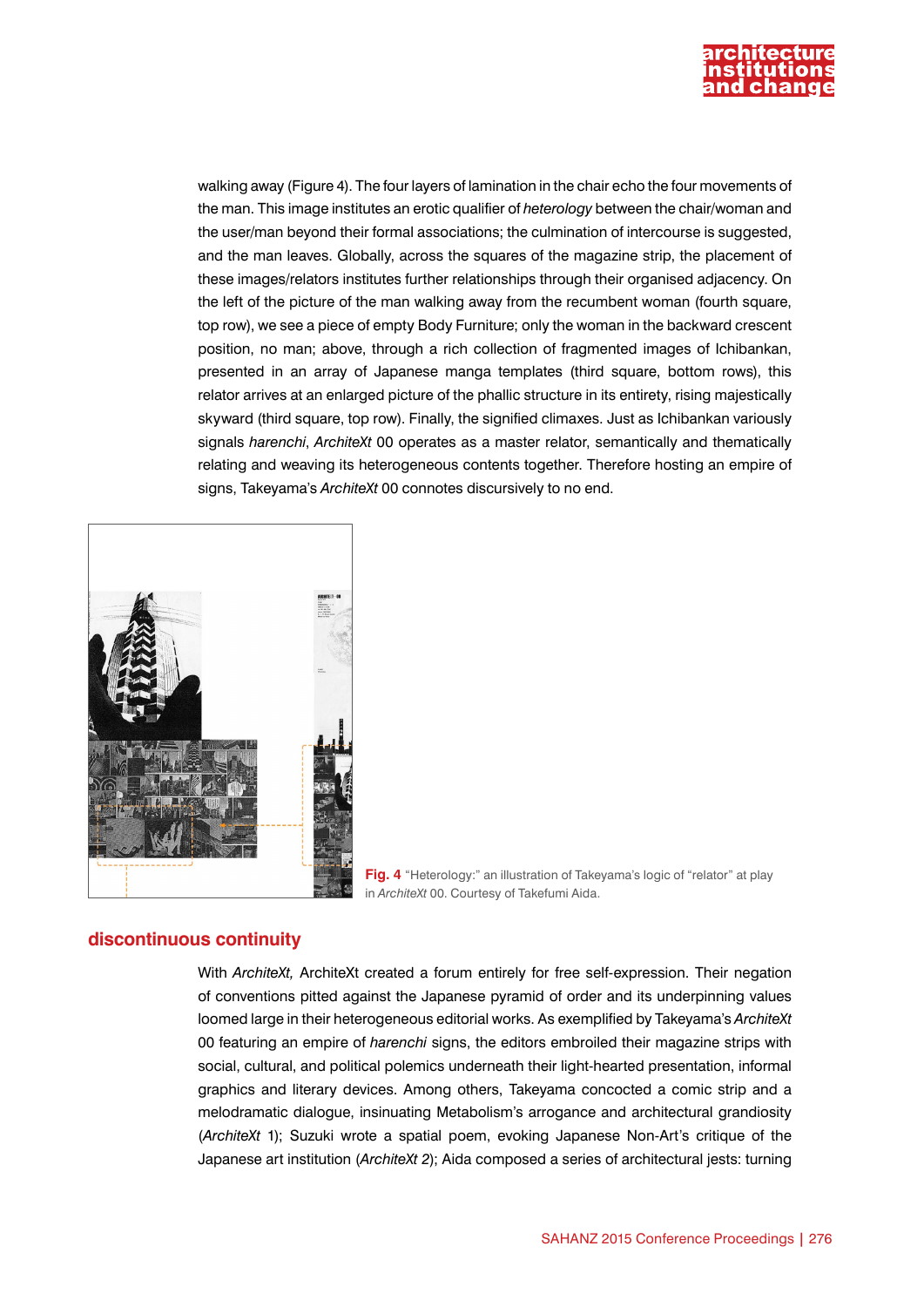walking away (Figure 4). The four layers of lamination in the chair echo the four movements of the man. This image institutes an erotic qualifier of *heterology* between the chair/woman and the user/man beyond their formal associations; the culmination of intercourse is suggested, and the man leaves. Globally, across the squares of the magazine strip, the placement of these images/relators institutes further relationships through their organised adjacency. On the left of the picture of the man walking away from the recumbent woman (fourth square, top row), we see a piece of empty Body Furniture; only the woman in the backward crescent position, no man; above, through a rich collection of fragmented images of Ichibankan, presented in an array of Japanese manga templates (third square, bottom rows), this relator arrives at an enlarged picture of the phallic structure in its entirety, rising majestically skyward (third square, top row). Finally, the signified climaxes. Just as Ichibankan variously signals *harenchi*, *ArchiteXt* 00 operates as a master relator, semantically and thematically relating and weaving its heterogeneous contents together. Therefore hosting an empire of signs, Takeyama's *ArchiteXt* 00 connotes discursively to no end.

**Fig. 4** "Heterology:" an illustration of Takeyama's logic of "relator" at play in *ArchiteXt* 00. Courtesy of Takefumi Aida.

## discontinuous continuity

With *ArchiteXt,* ArchiteXt created a forum entirely for free self-expression. Their negation of conventions pitted against the Japanese pyramid of order and its underpinning values loomed large in their heterogeneous editorial works. As exemplified by Takeyama's *ArchiteXt* 00 featuring an empire of *harenchi* signs, the editors embroiled their magazine strips with social, cultural, and political polemics underneath their light-hearted presentation, informal graphics and literary devices. Among others, Takeyama concocted a comic strip and a melodramatic dialogue, insinuating Metabolism's arrogance and architectural grandiosity (*ArchiteXt* 1); Suzuki wrote a spatial poem, evoking Japanese Non-Art's critique of the Japanese art institution (*ArchiteXt 2*); Aida composed a series of architectural jests: turning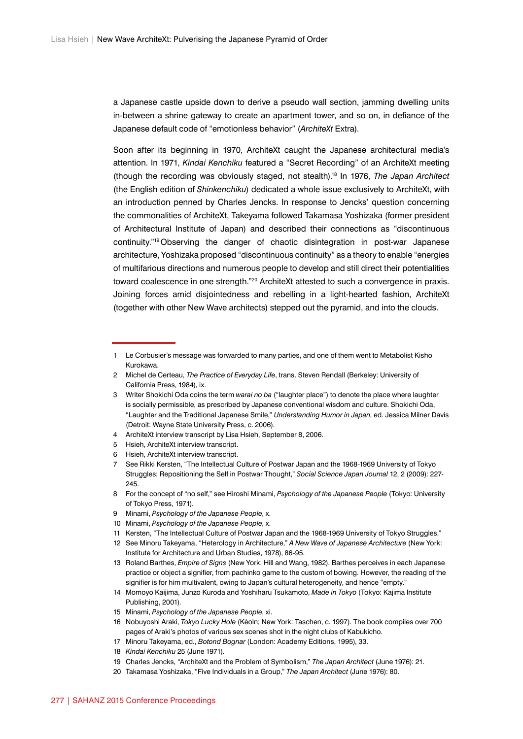a Japanese castle upside down to derive a pseudo wall section, jamming dwelling units in-between a shrine gateway to create an apartment tower, and so on, in defiance of the Japanese default code of "emotionless behavior" (*ArchiteXt* Extra).

Soon after its beginning in 1970, ArchiteXt caught the Japanese architectural media's attention. In 1971, *Kindai Kenchiku* featured a "Secret Recording" of an ArchiteXt meeting (though the recording was obviously staged, not stealth).[18] In 1976, *The Japan Architect* (the English edition of *Shinkenchiku*) dedicated a whole issue exclusively to ArchiteXt, with an introduction penned by Charles Jencks. In response to Jencks' question concerning the commonalities of ArchiteXt, Takeyama followed Takamasa Yoshizaka (former president of Architectural Institute of Japan) and described their connections as "discontinuous continuity."[19] Observing the danger of chaotic disintegration in post-war Japanese architecture, Yoshizaka proposed "discontinuous continuity" as a theory to enable "energies of multifarious directions and numerous people to develop and still direct their potentialities toward coalescence in one strength."[20] ArchiteXt attested to such a convergence in praxis. Joining forces amid disjointedness and rebelling in a light-hearted fashion, ArchiteXt (together with other New Wave architects) stepped out the pyramid, and into the clouds.

---

1 Le Corbusier's message was forwarded to many parties, and one of them went to Metabolist Kisho Kurokawa.

2 Michel de Certeau, *The Practice of Everyday Life*, trans. Steven Rendall (Berkeley: University of California Press, 1984), ix.

3 Writer Shokichi Oda coins the term *warai no ba* ("laughter place") to denote the place where laughter is socially permissible, as prescribed by Japanese conventional wisdom and culture. Shokichi Oda, "Laughter and the Traditional Japanese Smile," *Understanding Humor in Japan*, ed. Jessica Milner Davis (Detroit: Wayne State University Press, c. 2006).

4 ArchiteXt interview transcript by Lisa Hsieh, September 8, 2006.

5 Hsieh, ArchiteXt interview transcript.

6 Hsieh, ArchiteXt interview transcript.

7 See Rikki Kersten, "The Intellectual Culture of Postwar Japan and the 1968-1969 University of Tokyo Struggles: Repositioning the Self in Postwar Thought," *Social Science Japan Journal* 12, 2 (2009): 227-245.

8 For the concept of "no self," see Hiroshi Minami, *Psychology of the Japanese People* (Tokyo: University of Tokyo Press, 1971).

9 Minami, *Psychology of the Japanese People*, x.

10 Minami, *Psychology of the Japanese People*, x.

11 Kersten, "The Intellectual Culture of Postwar Japan and the 1968-1969 University of Tokyo Struggles."

12 See Minoru Takeyama, "Heterology in Architecture," *A New Wave of Japanese Architecture* (New York: Institute for Architecture and Urban Studies, 1978), 86-95.

13 Roland Barthes, *Empire of Signs* (New York: Hill and Wang, 1982). Barthes perceives in each Japanese practice or object a signifier, from pachinko game to the custom of bowing. However, the reading of the signifier is for him multivalent, owing to Japan's cultural heterogeneity, and hence "empty."

14 Momoyo Kaijima, Junzo Kuroda and Yoshiharu Tsukamoto, *Made in Tokyo* (Tokyo: Kajima Institute Publishing, 2001).

15 Minami, *Psychology of the Japanese People*, xi.

16 Nobuyoshi Araki, *Tokyo Lucky Hole* (Kèoln; New York: Taschen, c. 1997). The book compiles over 700 pages of Araki's photos of various sex scenes shot in the night clubs of Kabukicho.

17 Minoru Takeyama, ed., *Botond Bognar* (London: Academy Editions, 1995), 33.

18 *Kindai Kenchiku* 25 (June 1971).

19 Charles Jencks, "ArchiteXt and the Problem of Symbolism," *The Japan Architect* (June 1976): 21.

20 Takamasa Yoshizaka, "Five Individuals in a Group," *The Japan Architect* (June 1976): 80.